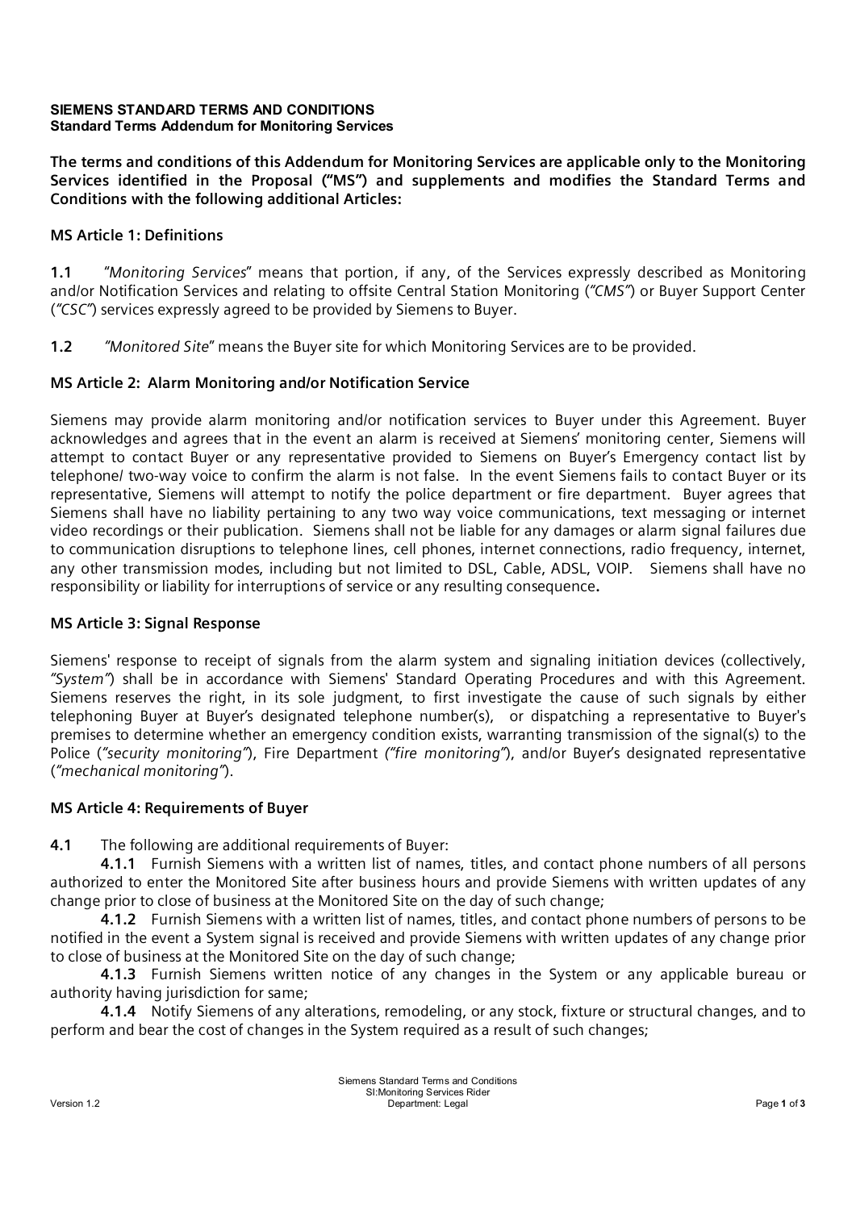**SIEMENS STANDARD TERMS AND CONDITIONS**
**Standard Terms Addendum for Monitoring Services**

**The terms and conditions of this Addendum for Monitoring Services are applicable only to the Monitoring Services identified in the Proposal ("MS") and supplements and modifies the Standard Terms and Conditions with the following additional Articles:**

## MS Article 1: Definitions

**1.1** "*Monitoring Services*" means that portion, if any, of the Services expressly described as Monitoring and/or Notification Services and relating to offsite Central Station Monitoring (*"CMS"*) or Buyer Support Center (*"CSC"*) services expressly agreed to be provided by Siemens to Buyer.

**1.2** *"Monitored Site*" means the Buyer site for which Monitoring Services are to be provided.

## MS Article 2: Alarm Monitoring and/or Notification Service

Siemens may provide alarm monitoring and/or notification services to Buyer under this Agreement. Buyer acknowledges and agrees that in the event an alarm is received at Siemens' monitoring center, Siemens will attempt to contact Buyer or any representative provided to Siemens on Buyer's Emergency contact list by telephone/ two-way voice to confirm the alarm is not false. In the event Siemens fails to contact Buyer or its representative, Siemens will attempt to notify the police department or fire department. Buyer agrees that Siemens shall have no liability pertaining to any two way voice communications, text messaging or internet video recordings or their publication. Siemens shall not be liable for any damages or alarm signal failures due to communication disruptions to telephone lines, cell phones, internet connections, radio frequency, internet, any other transmission modes, including but not limited to DSL, Cable, ADSL, VOIP. Siemens shall have no responsibility or liability for interruptions of service or any resulting consequence**.**

## MS Article 3: Signal Response

Siemens' response to receipt of signals from the alarm system and signaling initiation devices (collectively, *"System"*) shall be in accordance with Siemens' Standard Operating Procedures and with this Agreement. Siemens reserves the right, in its sole judgment, to first investigate the cause of such signals by either telephoning Buyer at Buyer's designated telephone number(s), or dispatching a representative to Buyer's premises to determine whether an emergency condition exists, warranting transmission of the signal(s) to the Police (*"security monitoring"*), Fire Department *("fire monitoring"*), and/or Buyer's designated representative (*"mechanical monitoring"*).

## MS Article 4: Requirements of Buyer

**4.1** The following are additional requirements of Buyer:

**4.1.1** Furnish Siemens with a written list of names, titles, and contact phone numbers of all persons authorized to enter the Monitored Site after business hours and provide Siemens with written updates of any change prior to close of business at the Monitored Site on the day of such change;

**4.1.2** Furnish Siemens with a written list of names, titles, and contact phone numbers of persons to be notified in the event a System signal is received and provide Siemens with written updates of any change prior to close of business at the Monitored Site on the day of such change;

**4.1.3** Furnish Siemens written notice of any changes in the System or any applicable bureau or authority having jurisdiction for same;

**4.1.4** Notify Siemens of any alterations, remodeling, or any stock, fixture or structural changes, and to perform and bear the cost of changes in the System required as a result of such changes;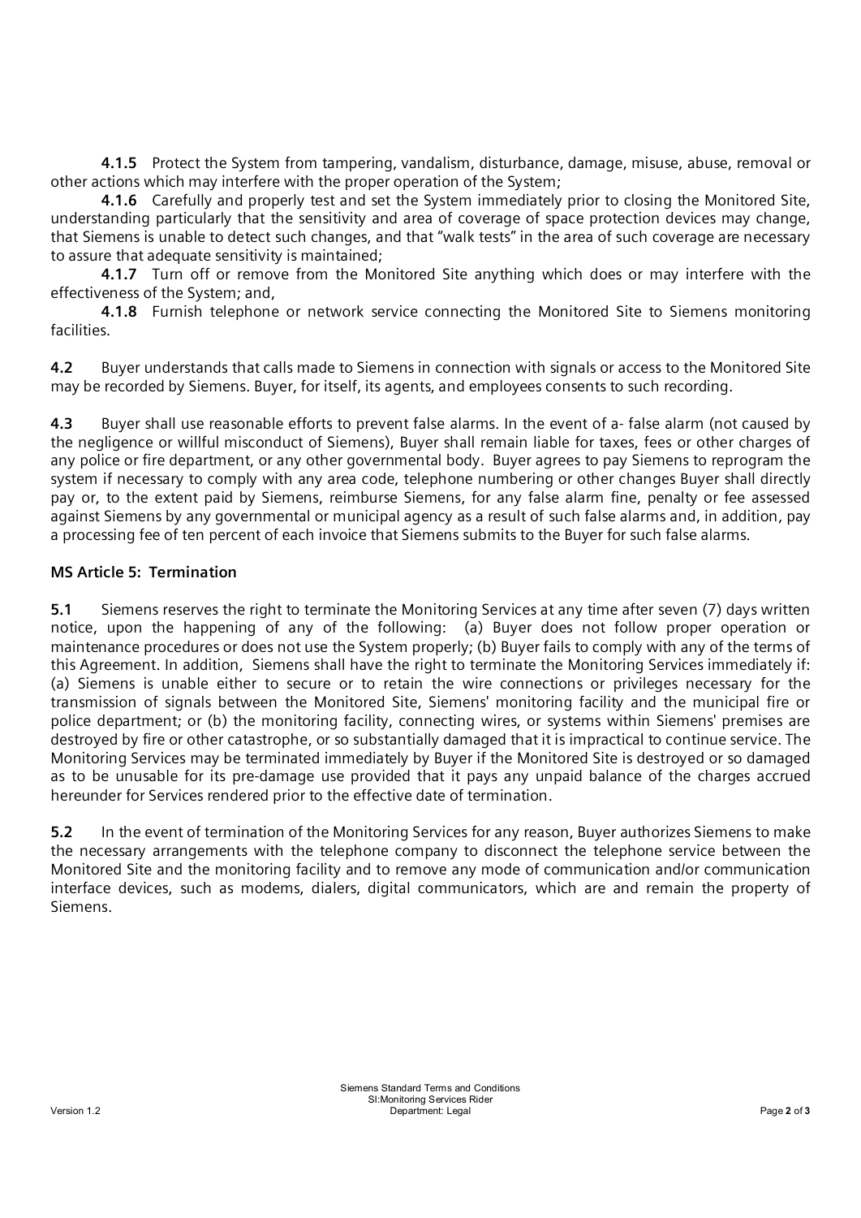**4.1.5** Protect the System from tampering, vandalism, disturbance, damage, misuse, abuse, removal or other actions which may interfere with the proper operation of the System;

**4.1.6** Carefully and properly test and set the System immediately prior to closing the Monitored Site, understanding particularly that the sensitivity and area of coverage of space protection devices may change, that Siemens is unable to detect such changes, and that "walk tests" in the area of such coverage are necessary to assure that adequate sensitivity is maintained;

**4.1.7** Turn off or remove from the Monitored Site anything which does or may interfere with the effectiveness of the System; and,

**4.1.8** Furnish telephone or network service connecting the Monitored Site to Siemens monitoring facilities.

**4.2** Buyer understands that calls made to Siemens in connection with signals or access to the Monitored Site may be recorded by Siemens. Buyer, for itself, its agents, and employees consents to such recording.

**4.3** Buyer shall use reasonable efforts to prevent false alarms. In the event of a- false alarm (not caused by the negligence or willful misconduct of Siemens), Buyer shall remain liable for taxes, fees or other charges of any police or fire department, or any other governmental body. Buyer agrees to pay Siemens to reprogram the system if necessary to comply with any area code, telephone numbering or other changes Buyer shall directly pay or, to the extent paid by Siemens, reimburse Siemens, for any false alarm fine, penalty or fee assessed against Siemens by any governmental or municipal agency as a result of such false alarms and, in addition, pay a processing fee of ten percent of each invoice that Siemens submits to the Buyer for such false alarms.

**MS Article 5: Termination**

**5.1** Siemens reserves the right to terminate the Monitoring Services at any time after seven (7) days written notice, upon the happening of any of the following: (a) Buyer does not follow proper operation or maintenance procedures or does not use the System properly; (b) Buyer fails to comply with any of the terms of this Agreement. In addition, Siemens shall have the right to terminate the Monitoring Services immediately if: (a) Siemens is unable either to secure or to retain the wire connections or privileges necessary for the transmission of signals between the Monitored Site, Siemens' monitoring facility and the municipal fire or police department; or (b) the monitoring facility, connecting wires, or systems within Siemens' premises are destroyed by fire or other catastrophe, or so substantially damaged that it is impractical to continue service. The Monitoring Services may be terminated immediately by Buyer if the Monitored Site is destroyed or so damaged as to be unusable for its pre-damage use provided that it pays any unpaid balance of the charges accrued hereunder for Services rendered prior to the effective date of termination.

**5.2** In the event of termination of the Monitoring Services for any reason, Buyer authorizes Siemens to make the necessary arrangements with the telephone company to disconnect the telephone service between the Monitored Site and the monitoring facility and to remove any mode of communication and/or communication interface devices, such as modems, dialers, digital communicators, which are and remain the property of Siemens.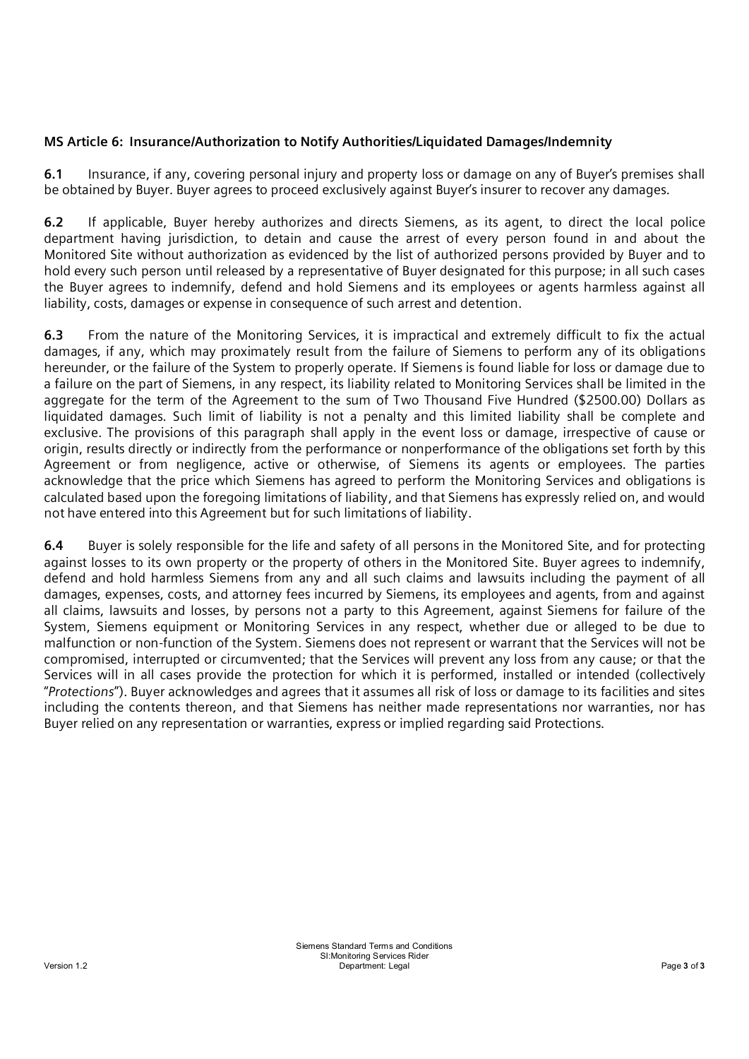**MS Article 6: Insurance/Authorization to Notify Authorities/Liquidated Damages/Indemnity**

**6.1** Insurance, if any, covering personal injury and property loss or damage on any of Buyer's premises shall be obtained by Buyer. Buyer agrees to proceed exclusively against Buyer's insurer to recover any damages.

**6.2** If applicable, Buyer hereby authorizes and directs Siemens, as its agent, to direct the local police department having jurisdiction, to detain and cause the arrest of every person found in and about the Monitored Site without authorization as evidenced by the list of authorized persons provided by Buyer and to hold every such person until released by a representative of Buyer designated for this purpose; in all such cases the Buyer agrees to indemnify, defend and hold Siemens and its employees or agents harmless against all liability, costs, damages or expense in consequence of such arrest and detention.

**6.3** From the nature of the Monitoring Services, it is impractical and extremely difficult to fix the actual damages, if any, which may proximately result from the failure of Siemens to perform any of its obligations hereunder, or the failure of the System to properly operate. If Siemens is found liable for loss or damage due to a failure on the part of Siemens, in any respect, its liability related to Monitoring Services shall be limited in the aggregate for the term of the Agreement to the sum of Two Thousand Five Hundred ($2500.00) Dollars as liquidated damages. Such limit of liability is not a penalty and this limited liability shall be complete and exclusive. The provisions of this paragraph shall apply in the event loss or damage, irrespective of cause or origin, results directly or indirectly from the performance or nonperformance of the obligations set forth by this Agreement or from negligence, active or otherwise, of Siemens its agents or employees. The parties acknowledge that the price which Siemens has agreed to perform the Monitoring Services and obligations is calculated based upon the foregoing limitations of liability, and that Siemens has expressly relied on, and would not have entered into this Agreement but for such limitations of liability.

**6.4** Buyer is solely responsible for the life and safety of all persons in the Monitored Site, and for protecting against losses to its own property or the property of others in the Monitored Site. Buyer agrees to indemnify, defend and hold harmless Siemens from any and all such claims and lawsuits including the payment of all damages, expenses, costs, and attorney fees incurred by Siemens, its employees and agents, from and against all claims, lawsuits and losses, by persons not a party to this Agreement, against Siemens for failure of the System, Siemens equipment or Monitoring Services in any respect, whether due or alleged to be due to malfunction or non-function of the System. Siemens does not represent or warrant that the Services will not be compromised, interrupted or circumvented; that the Services will prevent any loss from any cause; or that the Services will in all cases provide the protection for which it is performed, installed or intended (collectively "*Protections*"). Buyer acknowledges and agrees that it assumes all risk of loss or damage to its facilities and sites including the contents thereon, and that Siemens has neither made representations nor warranties, nor has Buyer relied on any representation or warranties, express or implied regarding said Protections.